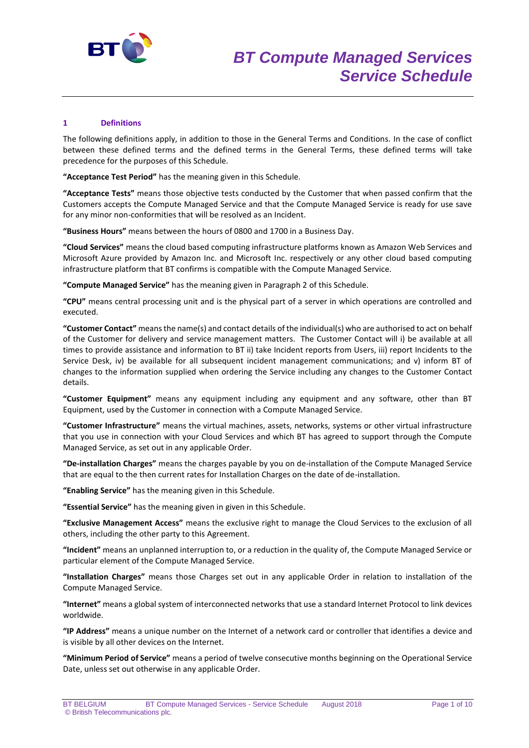# BT Compute Managed Services Service Schedule

## 1 Definitions

The following definitions apply, in addition to those in the General Terms and Conditions. In the case of conflict between these defined terms and the defined terms in the General Terms, these defined terms will take precedence for the purposes of this Schedule.

**"Acceptance Test Period"** has the meaning given in this Schedule.

**"Acceptance Tests"** means those objective tests conducted by the Customer that when passed confirm that the Customers accepts the Compute Managed Service and that the Compute Managed Service is ready for use save for any minor non-conformities that will be resolved as an Incident.

**"Business Hours"** means between the hours of 0800 and 1700 in a Business Day.

**"Cloud Services"** means the cloud based computing infrastructure platforms known as Amazon Web Services and Microsoft Azure provided by Amazon Inc. and Microsoft Inc. respectively or any other cloud based computing infrastructure platform that BT confirms is compatible with the Compute Managed Service.

**"Compute Managed Service"** has the meaning given in Paragraph 2 of this Schedule.

**"CPU"** means central processing unit and is the physical part of a server in which operations are controlled and executed.

**"Customer Contact"** means the name(s) and contact details of the individual(s) who are authorised to act on behalf of the Customer for delivery and service management matters. The Customer Contact will i) be available at all times to provide assistance and information to BT ii) take Incident reports from Users, iii) report Incidents to the Service Desk, iv) be available for all subsequent incident management communications; and v) inform BT of changes to the information supplied when ordering the Service including any changes to the Customer Contact details.

**"Customer Equipment"** means any equipment including any equipment and any software, other than BT Equipment, used by the Customer in connection with a Compute Managed Service.

**"Customer Infrastructure"** means the virtual machines, assets, networks, systems or other virtual infrastructure that you use in connection with your Cloud Services and which BT has agreed to support through the Compute Managed Service, as set out in any applicable Order.

**"De-installation Charges"** means the charges payable by you on de-installation of the Compute Managed Service that are equal to the then current rates for Installation Charges on the date of de-installation.

**"Enabling Service"** has the meaning given in this Schedule.

**"Essential Service"** has the meaning given in given in this Schedule.

**"Exclusive Management Access"** means the exclusive right to manage the Cloud Services to the exclusion of all others, including the other party to this Agreement.

**"Incident"** means an unplanned interruption to, or a reduction in the quality of, the Compute Managed Service or particular element of the Compute Managed Service.

**"Installation Charges"** means those Charges set out in any applicable Order in relation to installation of the Compute Managed Service.

**"Internet"** means a global system of interconnected networks that use a standard Internet Protocol to link devices worldwide.

**"IP Address"** means a unique number on the Internet of a network card or controller that identifies a device and is visible by all other devices on the Internet.

**"Minimum Period of Service"** means a period of twelve consecutive months beginning on the Operational Service Date, unless set out otherwise in any applicable Order.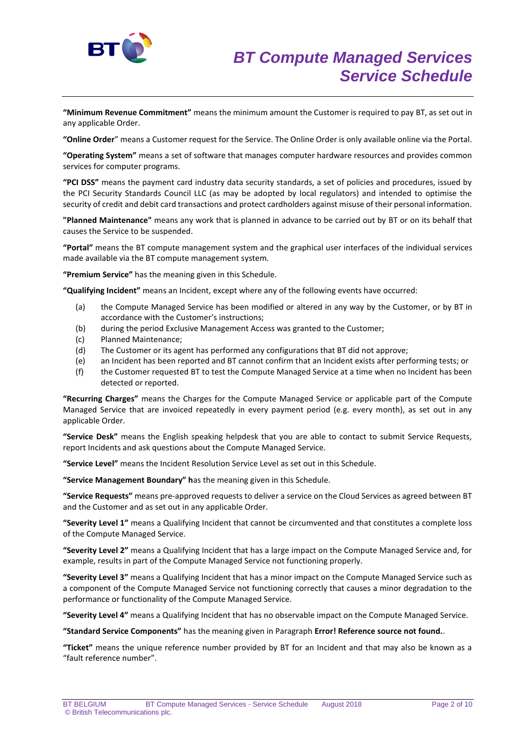**"Minimum Revenue Commitment"** means the minimum amount the Customer is required to pay BT, as set out in any applicable Order.

**"Online Order**" means a Customer request for the Service. The Online Order is only available online via the Portal.

**"Operating System"** means a set of software that manages computer hardware resources and provides common services for computer programs.

**"PCI DSS"** means the payment card industry data security standards, a set of policies and procedures, issued by the PCI Security Standards Council LLC (as may be adopted by local regulators) and intended to optimise the security of credit and debit card transactions and protect cardholders against misuse of their personal information.

**"Planned Maintenance"** means any work that is planned in advance to be carried out by BT or on its behalf that causes the Service to be suspended.

**"Portal"** means the BT compute management system and the graphical user interfaces of the individual services made available via the BT compute management system.

**"Premium Service"** has the meaning given in this Schedule.

**"Qualifying Incident"** means an Incident, except where any of the following events have occurred:

(a) the Compute Managed Service has been modified or altered in any way by the Customer, or by BT in accordance with the Customer's instructions;

(b) during the period Exclusive Management Access was granted to the Customer;

(c) Planned Maintenance;

(d) The Customer or its agent has performed any configurations that BT did not approve;

(e) an Incident has been reported and BT cannot confirm that an Incident exists after performing tests; or

(f) the Customer requested BT to test the Compute Managed Service at a time when no Incident has been detected or reported.

**"Recurring Charges"** means the Charges for the Compute Managed Service or applicable part of the Compute Managed Service that are invoiced repeatedly in every payment period (e.g. every month), as set out in any applicable Order.

**"Service Desk"** means the English speaking helpdesk that you are able to contact to submit Service Requests, report Incidents and ask questions about the Compute Managed Service.

**"Service Level"** means the Incident Resolution Service Level as set out in this Schedule.

**"Service Management Boundary" h**as the meaning given in this Schedule.

**"Service Requests"** means pre-approved requests to deliver a service on the Cloud Services as agreed between BT and the Customer and as set out in any applicable Order.

**"Severity Level 1"** means a Qualifying Incident that cannot be circumvented and that constitutes a complete loss of the Compute Managed Service.

**"Severity Level 2"** means a Qualifying Incident that has a large impact on the Compute Managed Service and, for example, results in part of the Compute Managed Service not functioning properly.

**"Severity Level 3"** means a Qualifying Incident that has a minor impact on the Compute Managed Service such as a component of the Compute Managed Service not functioning correctly that causes a minor degradation to the performance or functionality of the Compute Managed Service.

**"Severity Level 4"** means a Qualifying Incident that has no observable impact on the Compute Managed Service.

**"Standard Service Components"** has the meaning given in Paragraph **Error! Reference source not found.**.

**"Ticket"** means the unique reference number provided by BT for an Incident and that may also be known as a "fault reference number".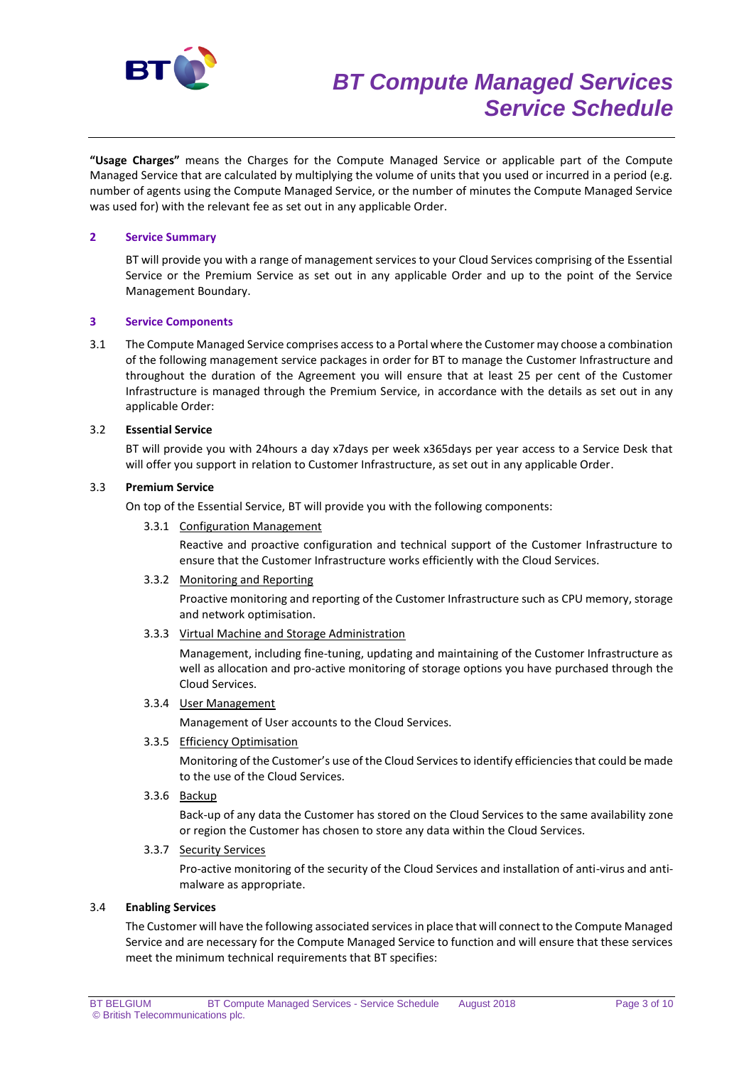**"Usage Charges"** means the Charges for the Compute Managed Service or applicable part of the Compute Managed Service that are calculated by multiplying the volume of units that you used or incurred in a period (e.g. number of agents using the Compute Managed Service, or the number of minutes the Compute Managed Service was used for) with the relevant fee as set out in any applicable Order.

## 2 Service Summary

BT will provide you with a range of management services to your Cloud Services comprising of the Essential Service or the Premium Service as set out in any applicable Order and up to the point of the Service Management Boundary.

## 3 Service Components

3.1 The Compute Managed Service comprises access to a Portal where the Customer may choose a combination of the following management service packages in order for BT to manage the Customer Infrastructure and throughout the duration of the Agreement you will ensure that at least 25 per cent of the Customer Infrastructure is managed through the Premium Service, in accordance with the details as set out in any applicable Order:

3.2 **Essential Service**

BT will provide you with 24hours a day x7days per week x365days per year access to a Service Desk that will offer you support in relation to Customer Infrastructure, as set out in any applicable Order.

3.3 **Premium Service**

On top of the Essential Service, BT will provide you with the following components:

3.3.1 Configuration Management

Reactive and proactive configuration and technical support of the Customer Infrastructure to ensure that the Customer Infrastructure works efficiently with the Cloud Services.

3.3.2 Monitoring and Reporting

Proactive monitoring and reporting of the Customer Infrastructure such as CPU memory, storage and network optimisation.

3.3.3 Virtual Machine and Storage Administration

Management, including fine-tuning, updating and maintaining of the Customer Infrastructure as well as allocation and pro-active monitoring of storage options you have purchased through the Cloud Services.

3.3.4 User Management

Management of User accounts to the Cloud Services.

3.3.5 Efficiency Optimisation

Monitoring of the Customer's use of the Cloud Services to identify efficiencies that could be made to the use of the Cloud Services.

3.3.6 Backup

Back-up of any data the Customer has stored on the Cloud Services to the same availability zone or region the Customer has chosen to store any data within the Cloud Services.

3.3.7 Security Services

Pro-active monitoring of the security of the Cloud Services and installation of anti-virus and anti-malware as appropriate.

3.4 **Enabling Services**

The Customer will have the following associated services in place that will connect to the Compute Managed Service and are necessary for the Compute Managed Service to function and will ensure that these services meet the minimum technical requirements that BT specifies: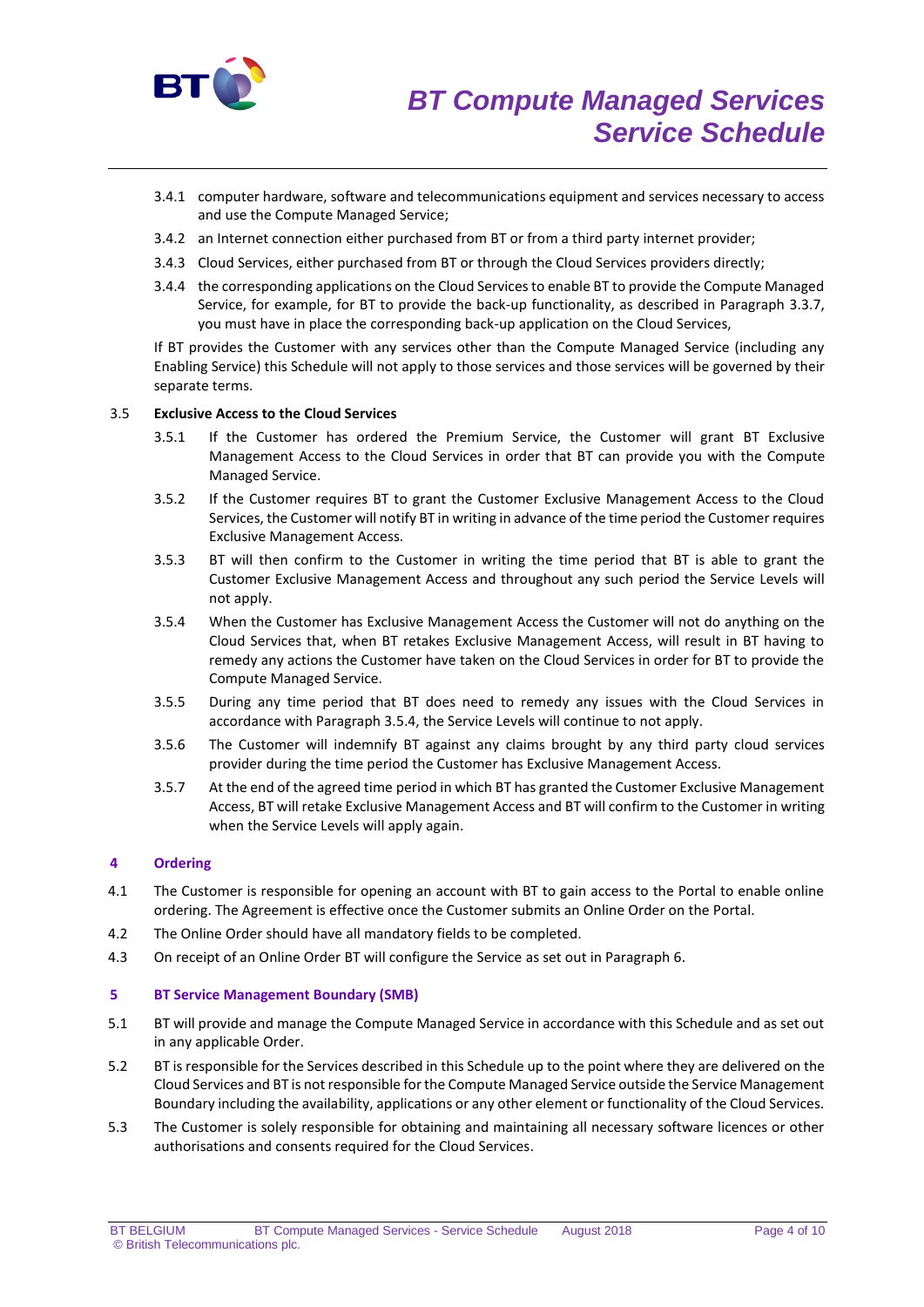3.4.1 computer hardware, software and telecommunications equipment and services necessary to access and use the Compute Managed Service;

3.4.2 an Internet connection either purchased from BT or from a third party internet provider;

3.4.3 Cloud Services, either purchased from BT or through the Cloud Services providers directly;

3.4.4 the corresponding applications on the Cloud Services to enable BT to provide the Compute Managed Service, for example, for BT to provide the back-up functionality, as described in Paragraph 3.3.7, you must have in place the corresponding back-up application on the Cloud Services,

If BT provides the Customer with any services other than the Compute Managed Service (including any Enabling Service) this Schedule will not apply to those services and those services will be governed by their separate terms.

3.5 **Exclusive Access to the Cloud Services**

3.5.1 If the Customer has ordered the Premium Service, the Customer will grant BT Exclusive Management Access to the Cloud Services in order that BT can provide you with the Compute Managed Service.

3.5.2 If the Customer requires BT to grant the Customer Exclusive Management Access to the Cloud Services, the Customer will notify BT in writing in advance of the time period the Customer requires Exclusive Management Access.

3.5.3 BT will then confirm to the Customer in writing the time period that BT is able to grant the Customer Exclusive Management Access and throughout any such period the Service Levels will not apply.

3.5.4 When the Customer has Exclusive Management Access the Customer will not do anything on the Cloud Services that, when BT retakes Exclusive Management Access, will result in BT having to remedy any actions the Customer have taken on the Cloud Services in order for BT to provide the Compute Managed Service.

3.5.5 During any time period that BT does need to remedy any issues with the Cloud Services in accordance with Paragraph 3.5.4, the Service Levels will continue to not apply.

3.5.6 The Customer will indemnify BT against any claims brought by any third party cloud services provider during the time period the Customer has Exclusive Management Access.

3.5.7 At the end of the agreed time period in which BT has granted the Customer Exclusive Management Access, BT will retake Exclusive Management Access and BT will confirm to the Customer in writing when the Service Levels will apply again.

## 4 Ordering

4.1 The Customer is responsible for opening an account with BT to gain access to the Portal to enable online ordering. The Agreement is effective once the Customer submits an Online Order on the Portal.

4.2 The Online Order should have all mandatory fields to be completed.

4.3 On receipt of an Online Order BT will configure the Service as set out in Paragraph 6.

## 5 BT Service Management Boundary (SMB)

5.1 BT will provide and manage the Compute Managed Service in accordance with this Schedule and as set out in any applicable Order.

5.2 BT is responsible for the Services described in this Schedule up to the point where they are delivered on the Cloud Services and BT is not responsible for the Compute Managed Service outside the Service Management Boundary including the availability, applications or any other element or functionality of the Cloud Services.

5.3 The Customer is solely responsible for obtaining and maintaining all necessary software licences or other authorisations and consents required for the Cloud Services.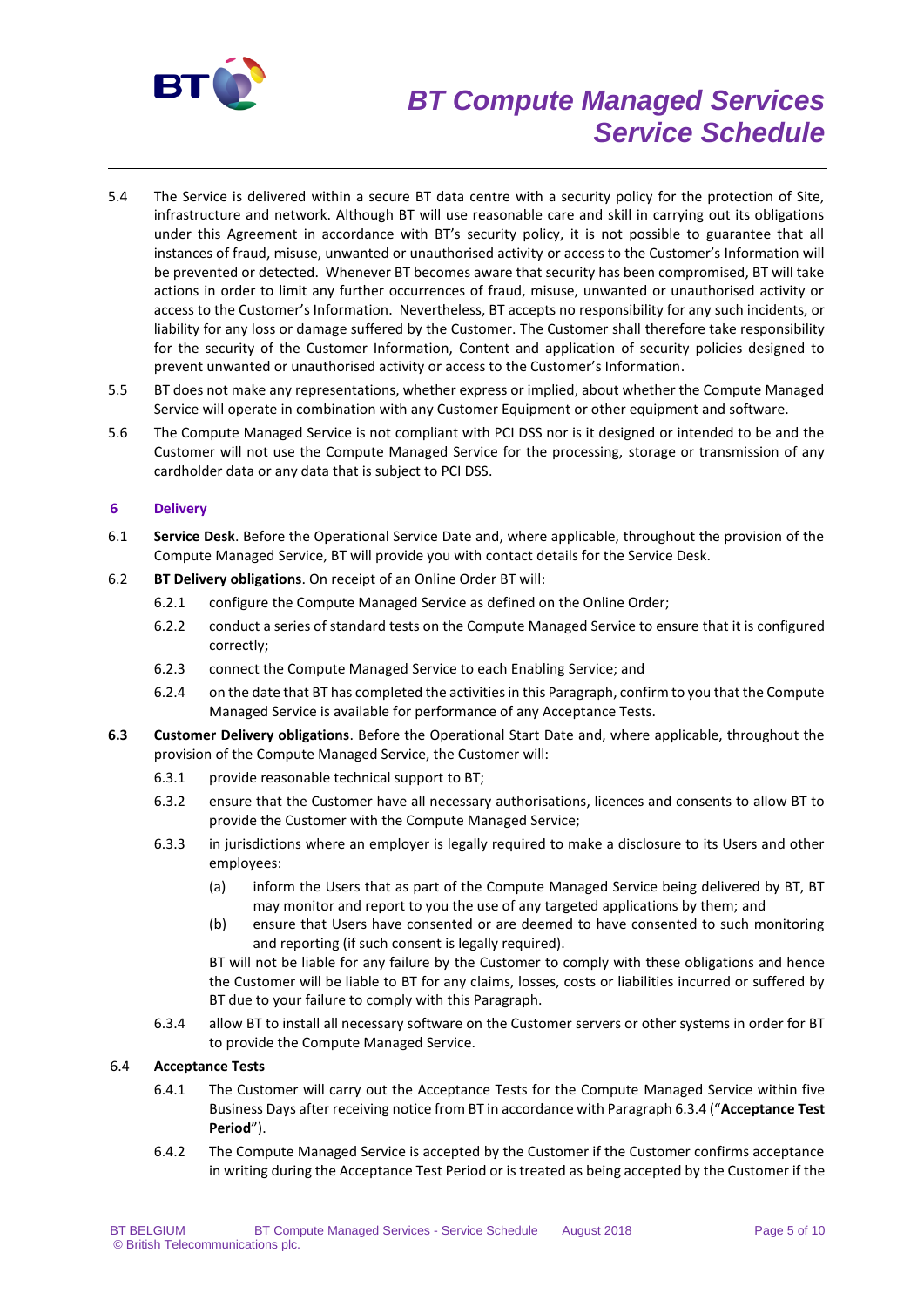5.4 The Service is delivered within a secure BT data centre with a security policy for the protection of Site, infrastructure and network. Although BT will use reasonable care and skill in carrying out its obligations under this Agreement in accordance with BT's security policy, it is not possible to guarantee that all instances of fraud, misuse, unwanted or unauthorised activity or access to the Customer's Information will be prevented or detected. Whenever BT becomes aware that security has been compromised, BT will take actions in order to limit any further occurrences of fraud, misuse, unwanted or unauthorised activity or access to the Customer's Information. Nevertheless, BT accepts no responsibility for any such incidents, or liability for any loss or damage suffered by the Customer. The Customer shall therefore take responsibility for the security of the Customer Information, Content and application of security policies designed to prevent unwanted or unauthorised activity or access to the Customer's Information.

5.5 BT does not make any representations, whether express or implied, about whether the Compute Managed Service will operate in combination with any Customer Equipment or other equipment and software.

5.6 The Compute Managed Service is not compliant with PCI DSS nor is it designed or intended to be and the Customer will not use the Compute Managed Service for the processing, storage or transmission of any cardholder data or any data that is subject to PCI DSS.

## 6 Delivery

6.1 **Service Desk**. Before the Operational Service Date and, where applicable, throughout the provision of the Compute Managed Service, BT will provide you with contact details for the Service Desk.

6.2 **BT Delivery obligations**. On receipt of an Online Order BT will:

6.2.1 configure the Compute Managed Service as defined on the Online Order;

6.2.2 conduct a series of standard tests on the Compute Managed Service to ensure that it is configured correctly;

6.2.3 connect the Compute Managed Service to each Enabling Service; and

6.2.4 on the date that BT has completed the activities in this Paragraph, confirm to you that the Compute Managed Service is available for performance of any Acceptance Tests.

**6.3** **Customer Delivery obligations**. Before the Operational Start Date and, where applicable, throughout the provision of the Compute Managed Service, the Customer will:

6.3.1 provide reasonable technical support to BT;

6.3.2 ensure that the Customer have all necessary authorisations, licences and consents to allow BT to provide the Customer with the Compute Managed Service;

6.3.3 in jurisdictions where an employer is legally required to make a disclosure to its Users and other employees:

(a) inform the Users that as part of the Compute Managed Service being delivered by BT, BT may monitor and report to you the use of any targeted applications by them; and

(b) ensure that Users have consented or are deemed to have consented to such monitoring and reporting (if such consent is legally required).

BT will not be liable for any failure by the Customer to comply with these obligations and hence the Customer will be liable to BT for any claims, losses, costs or liabilities incurred or suffered by BT due to your failure to comply with this Paragraph.

6.3.4 allow BT to install all necessary software on the Customer servers or other systems in order for BT to provide the Compute Managed Service.

6.4 **Acceptance Tests**

6.4.1 The Customer will carry out the Acceptance Tests for the Compute Managed Service within five Business Days after receiving notice from BT in accordance with Paragraph 6.3.4 ("**Acceptance Test Period**").

6.4.2 The Compute Managed Service is accepted by the Customer if the Customer confirms acceptance in writing during the Acceptance Test Period or is treated as being accepted by the Customer if the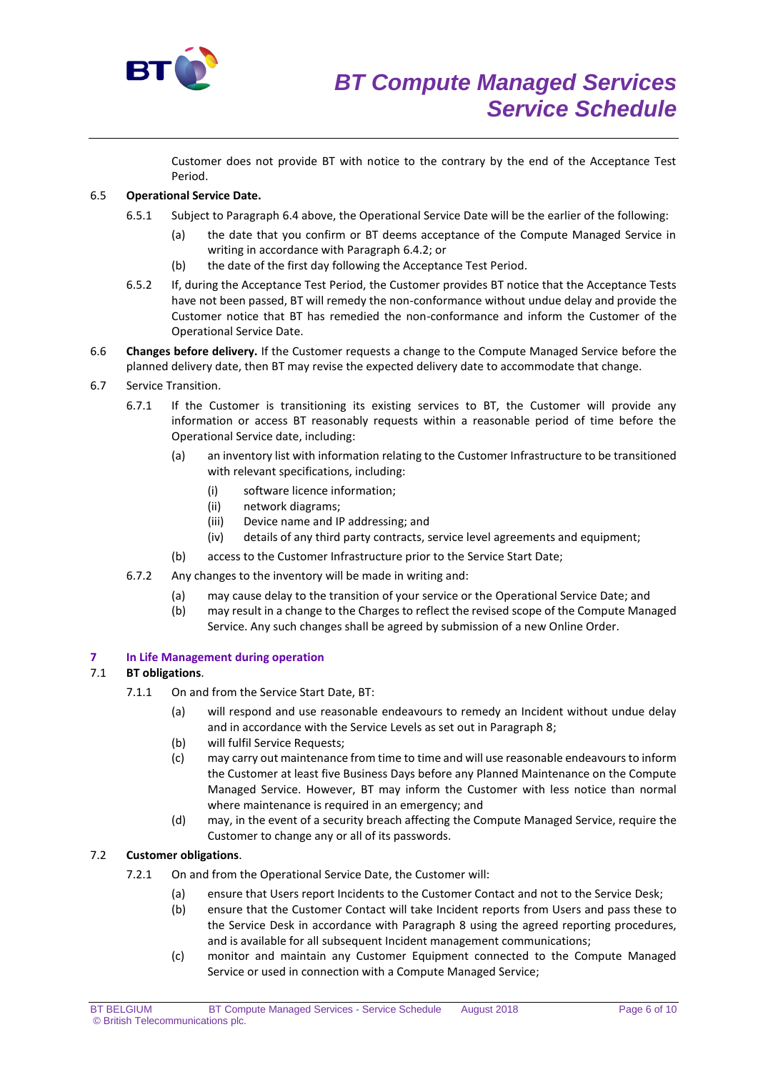Customer does not provide BT with notice to the contrary by the end of the Acceptance Test Period.

6.5 **Operational Service Date.**

6.5.1 Subject to Paragraph 6.4 above, the Operational Service Date will be the earlier of the following:

(a) the date that you confirm or BT deems acceptance of the Compute Managed Service in writing in accordance with Paragraph 6.4.2; or

(b) the date of the first day following the Acceptance Test Period.

6.5.2 If, during the Acceptance Test Period, the Customer provides BT notice that the Acceptance Tests have not been passed, BT will remedy the non-conformance without undue delay and provide the Customer notice that BT has remedied the non-conformance and inform the Customer of the Operational Service Date.

6.6 **Changes before delivery.** If the Customer requests a change to the Compute Managed Service before the planned delivery date, then BT may revise the expected delivery date to accommodate that change.

6.7 Service Transition.

6.7.1 If the Customer is transitioning its existing services to BT, the Customer will provide any information or access BT reasonably requests within a reasonable period of time before the Operational Service date, including:

(a) an inventory list with information relating to the Customer Infrastructure to be transitioned with relevant specifications, including:

(i) software licence information;

(ii) network diagrams;

(iii) Device name and IP addressing; and

(iv) details of any third party contracts, service level agreements and equipment;

(b) access to the Customer Infrastructure prior to the Service Start Date;

6.7.2 Any changes to the inventory will be made in writing and:

(a) may cause delay to the transition of your service or the Operational Service Date; and

(b) may result in a change to the Charges to reflect the revised scope of the Compute Managed Service. Any such changes shall be agreed by submission of a new Online Order.

## 7 In Life Management during operation

7.1 **BT obligations**.

7.1.1 On and from the Service Start Date, BT:

(a) will respond and use reasonable endeavours to remedy an Incident without undue delay and in accordance with the Service Levels as set out in Paragraph 8;

(b) will fulfil Service Requests;

(c) may carry out maintenance from time to time and will use reasonable endeavours to inform the Customer at least five Business Days before any Planned Maintenance on the Compute Managed Service. However, BT may inform the Customer with less notice than normal where maintenance is required in an emergency; and

(d) may, in the event of a security breach affecting the Compute Managed Service, require the Customer to change any or all of its passwords.

7.2 **Customer obligations**.

7.2.1 On and from the Operational Service Date, the Customer will:

(a) ensure that Users report Incidents to the Customer Contact and not to the Service Desk;

(b) ensure that the Customer Contact will take Incident reports from Users and pass these to the Service Desk in accordance with Paragraph 8 using the agreed reporting procedures, and is available for all subsequent Incident management communications;

(c) monitor and maintain any Customer Equipment connected to the Compute Managed Service or used in connection with a Compute Managed Service;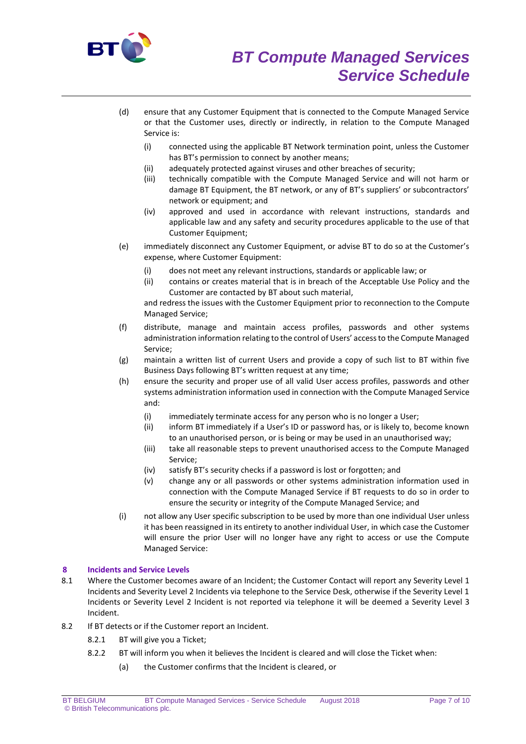(d) ensure that any Customer Equipment that is connected to the Compute Managed Service or that the Customer uses, directly or indirectly, in relation to the Compute Managed Service is:

   (i) connected using the applicable BT Network termination point, unless the Customer has BT's permission to connect by another means;
   (ii) adequately protected against viruses and other breaches of security;
   (iii) technically compatible with the Compute Managed Service and will not harm or damage BT Equipment, the BT network, or any of BT's suppliers' or subcontractors' network or equipment; and
   (iv) approved and used in accordance with relevant instructions, standards and applicable law and any safety and security procedures applicable to the use of that Customer Equipment;

(e) immediately disconnect any Customer Equipment, or advise BT to do so at the Customer's expense, where Customer Equipment:

   (i) does not meet any relevant instructions, standards or applicable law; or
   (ii) contains or creates material that is in breach of the Acceptable Use Policy and the Customer are contacted by BT about such material,

   and redress the issues with the Customer Equipment prior to reconnection to the Compute Managed Service;

(f) distribute, manage and maintain access profiles, passwords and other systems administration information relating to the control of Users' access to the Compute Managed Service;

(g) maintain a written list of current Users and provide a copy of such list to BT within five Business Days following BT's written request at any time;

(h) ensure the security and proper use of all valid User access profiles, passwords and other systems administration information used in connection with the Compute Managed Service and:

   (i) immediately terminate access for any person who is no longer a User;
   (ii) inform BT immediately if a User's ID or password has, or is likely to, become known to an unauthorised person, or is being or may be used in an unauthorised way;
   (iii) take all reasonable steps to prevent unauthorised access to the Compute Managed Service;
   (iv) satisfy BT's security checks if a password is lost or forgotten; and
   (v) change any or all passwords or other systems administration information used in connection with the Compute Managed Service if BT requests to do so in order to ensure the security or integrity of the Compute Managed Service; and

(i) not allow any User specific subscription to be used by more than one individual User unless it has been reassigned in its entirety to another individual User, in which case the Customer will ensure the prior User will no longer have any right to access or use the Compute Managed Service:

## 8 Incidents and Service Levels

8.1 Where the Customer becomes aware of an Incident; the Customer Contact will report any Severity Level 1 Incidents and Severity Level 2 Incidents via telephone to the Service Desk, otherwise if the Severity Level 1 Incidents or Severity Level 2 Incident is not reported via telephone it will be deemed a Severity Level 3 Incident.

8.2 If BT detects or if the Customer report an Incident.

   8.2.1 BT will give you a Ticket;

   8.2.2 BT will inform you when it believes the Incident is cleared and will close the Ticket when:

      (a) the Customer confirms that the Incident is cleared, or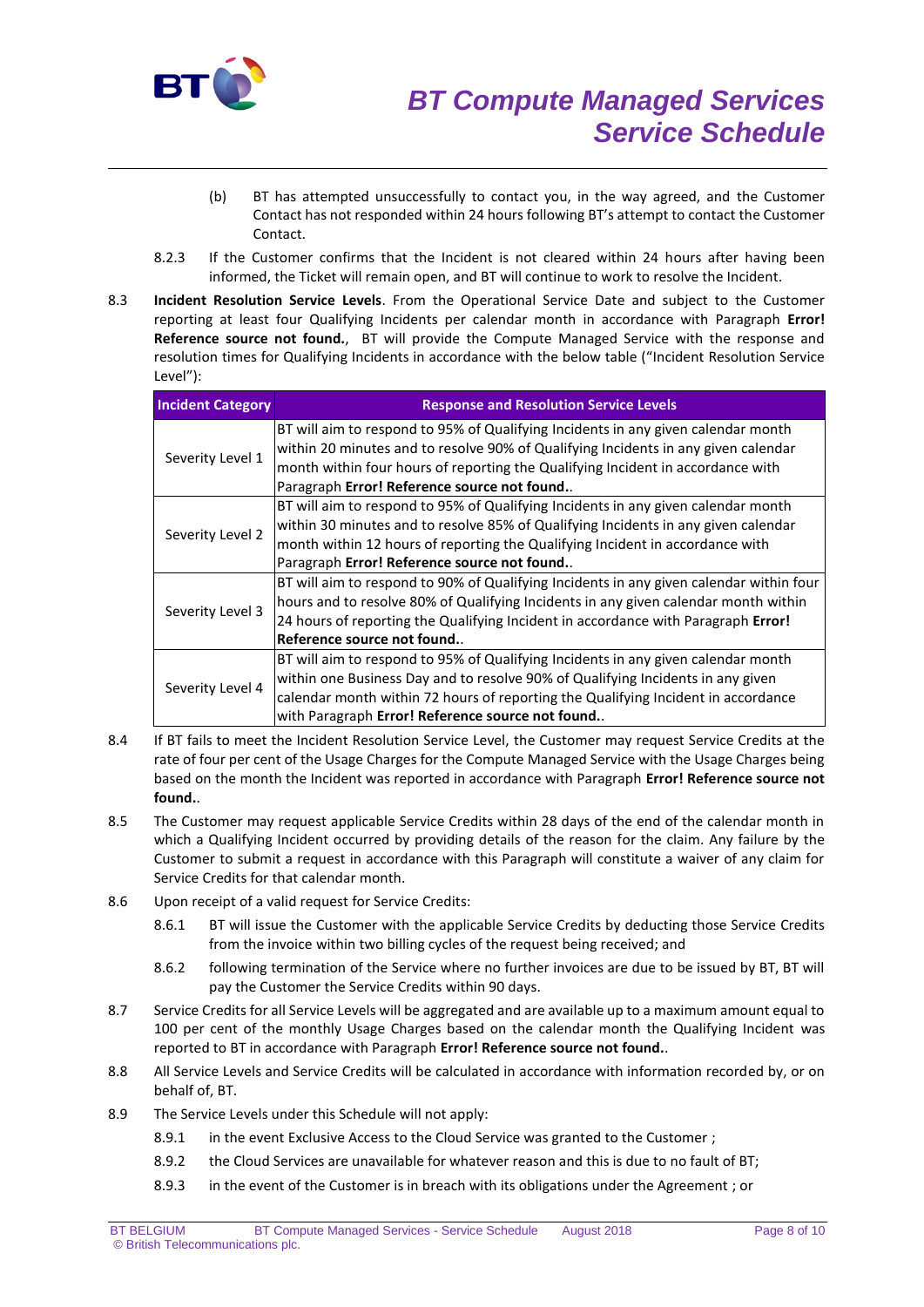(b) BT has attempted unsuccessfully to contact you, in the way agreed, and the Customer Contact has not responded within 24 hours following BT's attempt to contact the Customer Contact.

8.2.3 If the Customer confirms that the Incident is not cleared within 24 hours after having been informed, the Ticket will remain open, and BT will continue to work to resolve the Incident.

8.3 **Incident Resolution Service Levels**. From the Operational Service Date and subject to the Customer reporting at least four Qualifying Incidents per calendar month in accordance with Paragraph **Error! Reference source not found.**, BT will provide the Compute Managed Service with the response and resolution times for Qualifying Incidents in accordance with the below table ("Incident Resolution Service Level"):

| Incident Category | Response and Resolution Service Levels |
|---|---|
| Severity Level 1 | BT will aim to respond to 95% of Qualifying Incidents in any given calendar month within 20 minutes and to resolve 90% of Qualifying Incidents in any given calendar month within four hours of reporting the Qualifying Incident in accordance with Paragraph **Error! Reference source not found.**. |
| Severity Level 2 | BT will aim to respond to 95% of Qualifying Incidents in any given calendar month within 30 minutes and to resolve 85% of Qualifying Incidents in any given calendar month within 12 hours of reporting the Qualifying Incident in accordance with Paragraph **Error! Reference source not found.**. |
| Severity Level 3 | BT will aim to respond to 90% of Qualifying Incidents in any given calendar within four hours and to resolve 80% of Qualifying Incidents in any given calendar month within 24 hours of reporting the Qualifying Incident in accordance with Paragraph **Error! Reference source not found.**. |
| Severity Level 4 | BT will aim to respond to 95% of Qualifying Incidents in any given calendar month within one Business Day and to resolve 90% of Qualifying Incidents in any given calendar month within 72 hours of reporting the Qualifying Incident in accordance with Paragraph **Error! Reference source not found.**. |

8.4 If BT fails to meet the Incident Resolution Service Level, the Customer may request Service Credits at the rate of four per cent of the Usage Charges for the Compute Managed Service with the Usage Charges being based on the month the Incident was reported in accordance with Paragraph **Error! Reference source not found.**.

8.5 The Customer may request applicable Service Credits within 28 days of the end of the calendar month in which a Qualifying Incident occurred by providing details of the reason for the claim. Any failure by the Customer to submit a request in accordance with this Paragraph will constitute a waiver of any claim for Service Credits for that calendar month.

8.6 Upon receipt of a valid request for Service Credits:

8.6.1 BT will issue the Customer with the applicable Service Credits by deducting those Service Credits from the invoice within two billing cycles of the request being received; and

8.6.2 following termination of the Service where no further invoices are due to be issued by BT, BT will pay the Customer the Service Credits within 90 days.

8.7 Service Credits for all Service Levels will be aggregated and are available up to a maximum amount equal to 100 per cent of the monthly Usage Charges based on the calendar month the Qualifying Incident was reported to BT in accordance with Paragraph **Error! Reference source not found.**.

8.8 All Service Levels and Service Credits will be calculated in accordance with information recorded by, or on behalf of, BT.

8.9 The Service Levels under this Schedule will not apply:

8.9.1 in the event Exclusive Access to the Cloud Service was granted to the Customer ;

8.9.2 the Cloud Services are unavailable for whatever reason and this is due to no fault of BT;

8.9.3 in the event of the Customer is in breach with its obligations under the Agreement ; or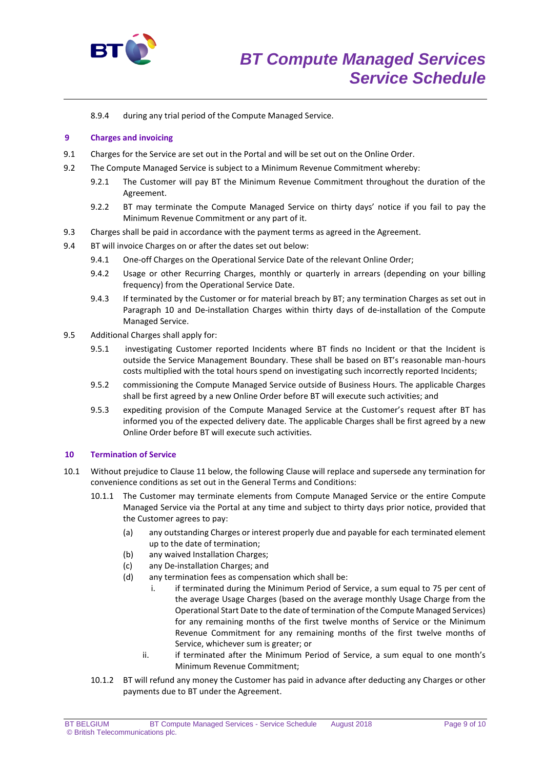8.9.4 during any trial period of the Compute Managed Service.

## 9 Charges and invoicing

9.1 Charges for the Service are set out in the Portal and will be set out on the Online Order.

9.2 The Compute Managed Service is subject to a Minimum Revenue Commitment whereby:

9.2.1 The Customer will pay BT the Minimum Revenue Commitment throughout the duration of the Agreement.

9.2.2 BT may terminate the Compute Managed Service on thirty days' notice if you fail to pay the Minimum Revenue Commitment or any part of it.

9.3 Charges shall be paid in accordance with the payment terms as agreed in the Agreement.

9.4 BT will invoice Charges on or after the dates set out below:

9.4.1 One-off Charges on the Operational Service Date of the relevant Online Order;

9.4.2 Usage or other Recurring Charges, monthly or quarterly in arrears (depending on your billing frequency) from the Operational Service Date.

9.4.3 If terminated by the Customer or for material breach by BT; any termination Charges as set out in Paragraph 10 and De-installation Charges within thirty days of de-installation of the Compute Managed Service.

9.5 Additional Charges shall apply for:

9.5.1 investigating Customer reported Incidents where BT finds no Incident or that the Incident is outside the Service Management Boundary. These shall be based on BT's reasonable man-hours costs multiplied with the total hours spend on investigating such incorrectly reported Incidents;

9.5.2 commissioning the Compute Managed Service outside of Business Hours. The applicable Charges shall be first agreed by a new Online Order before BT will execute such activities; and

9.5.3 expediting provision of the Compute Managed Service at the Customer's request after BT has informed you of the expected delivery date. The applicable Charges shall be first agreed by a new Online Order before BT will execute such activities.

## 10 Termination of Service

10.1 Without prejudice to Clause 11 below, the following Clause will replace and supersede any termination for convenience conditions as set out in the General Terms and Conditions:

10.1.1 The Customer may terminate elements from Compute Managed Service or the entire Compute Managed Service via the Portal at any time and subject to thirty days prior notice, provided that the Customer agrees to pay:

(a) any outstanding Charges or interest properly due and payable for each terminated element up to the date of termination;

(b) any waived Installation Charges;

(c) any De-installation Charges; and

(d) any termination fees as compensation which shall be:

i. if terminated during the Minimum Period of Service, a sum equal to 75 per cent of the average Usage Charges (based on the average monthly Usage Charge from the Operational Start Date to the date of termination of the Compute Managed Services) for any remaining months of the first twelve months of Service or the Minimum Revenue Commitment for any remaining months of the first twelve months of Service, whichever sum is greater; or

ii. if terminated after the Minimum Period of Service, a sum equal to one month's Minimum Revenue Commitment;

10.1.2 BT will refund any money the Customer has paid in advance after deducting any Charges or other payments due to BT under the Agreement.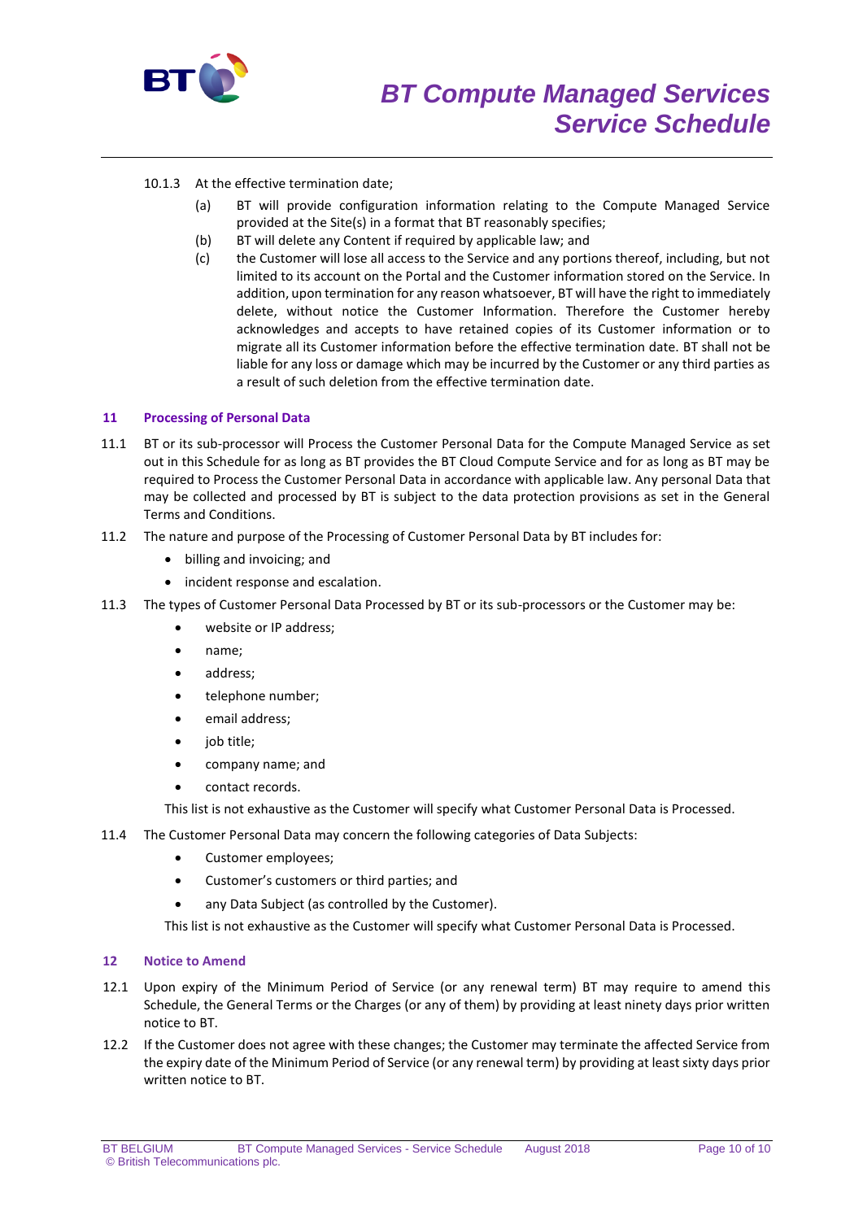10.1.3 At the effective termination date;

(a) BT will provide configuration information relating to the Compute Managed Service provided at the Site(s) in a format that BT reasonably specifies;

(b) BT will delete any Content if required by applicable law; and

(c) the Customer will lose all access to the Service and any portions thereof, including, but not limited to its account on the Portal and the Customer information stored on the Service. In addition, upon termination for any reason whatsoever, BT will have the right to immediately delete, without notice the Customer Information. Therefore the Customer hereby acknowledges and accepts to have retained copies of its Customer information or to migrate all its Customer information before the effective termination date. BT shall not be liable for any loss or damage which may be incurred by the Customer or any third parties as a result of such deletion from the effective termination date.

## 11 Processing of Personal Data

11.1 BT or its sub-processor will Process the Customer Personal Data for the Compute Managed Service as set out in this Schedule for as long as BT provides the BT Cloud Compute Service and for as long as BT may be required to Process the Customer Personal Data in accordance with applicable law. Any personal Data that may be collected and processed by BT is subject to the data protection provisions as set in the General Terms and Conditions.

11.2 The nature and purpose of the Processing of Customer Personal Data by BT includes for:

- billing and invoicing; and
- incident response and escalation.

11.3 The types of Customer Personal Data Processed by BT or its sub-processors or the Customer may be:

- website or IP address;
- name;
- address;
- telephone number;
- email address;
- job title;
- company name; and
- contact records.

This list is not exhaustive as the Customer will specify what Customer Personal Data is Processed.

11.4 The Customer Personal Data may concern the following categories of Data Subjects:

- Customer employees;
- Customer's customers or third parties; and
- any Data Subject (as controlled by the Customer).

This list is not exhaustive as the Customer will specify what Customer Personal Data is Processed.

## 12 Notice to Amend

12.1 Upon expiry of the Minimum Period of Service (or any renewal term) BT may require to amend this Schedule, the General Terms or the Charges (or any of them) by providing at least ninety days prior written notice to BT.

12.2 If the Customer does not agree with these changes; the Customer may terminate the affected Service from the expiry date of the Minimum Period of Service (or any renewal term) by providing at least sixty days prior written notice to BT.